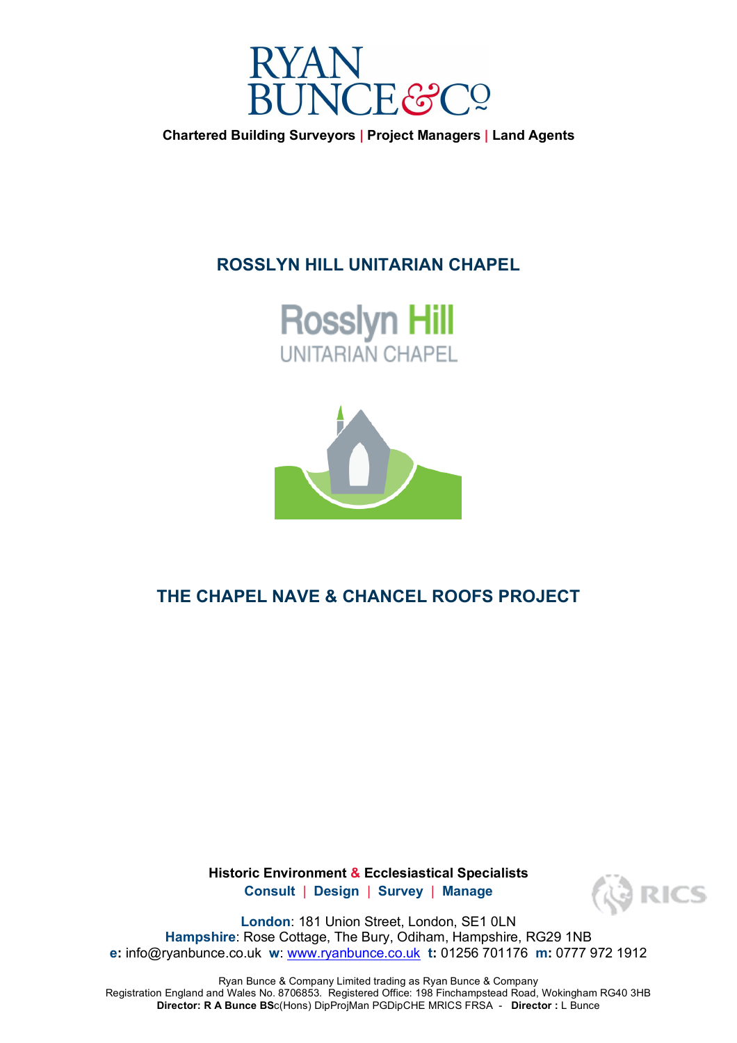# RYAN BUNCE & Co

**Chartered Building Surveyors | Project Managers | Land Agents**

## ROSSLYN HILL UNITARIAN CHAPEL

Rosslyn Hill
UNITARIAN CHAPEL

## THE CHAPEL NAVE & CHANCEL ROOFS PROJECT

**Historic Environment & Ecclesiastical Specialists**
**Consult | Design | Survey | Manage**

RICS

**London**: 181 Union Street, London, SE1 0LN
**Hampshire**: Rose Cottage, The Bury, Odiham, Hampshire, RG29 1NB
**e:** info@ryanbunce.co.uk **w**: www.ryanbunce.co.uk **t:** 01256 701176 **m:** 0777 972 1912

Ryan Bunce & Company Limited trading as Ryan Bunce & Company
Registration England and Wales No. 8706853. Registered Office: 198 Finchampstead Road, Wokingham RG40 3HB
**Director: R A Bunce BS**c(Hons) DipProjMan PGDipCHE MRICS FRSA - **Director :** L Bunce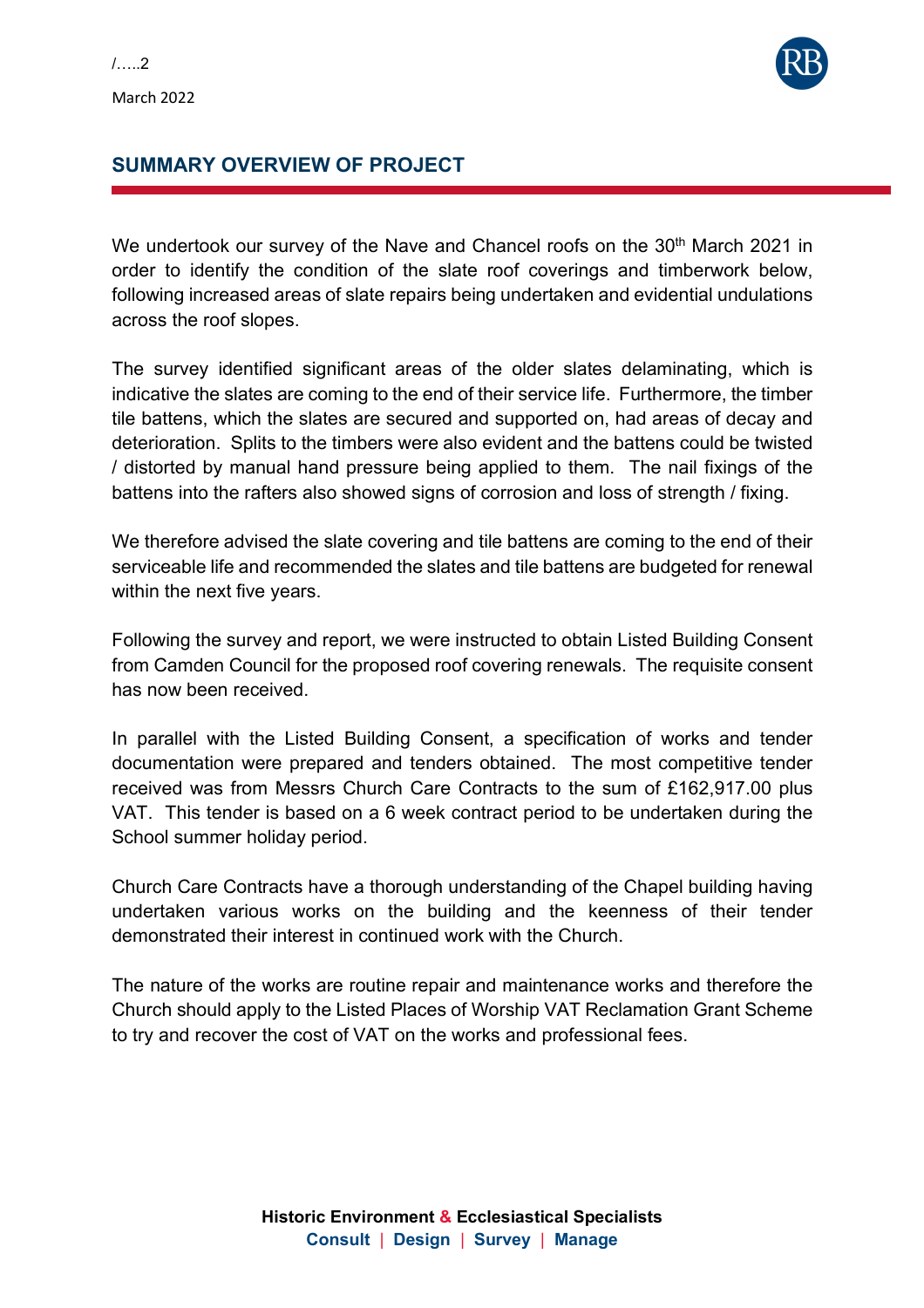## SUMMARY OVERVIEW OF PROJECT

We undertook our survey of the Nave and Chancel roofs on the 30th March 2021 in order to identify the condition of the slate roof coverings and timberwork below, following increased areas of slate repairs being undertaken and evidential undulations across the roof slopes.

The survey identified significant areas of the older slates delaminating, which is indicative the slates are coming to the end of their service life. Furthermore, the timber tile battens, which the slates are secured and supported on, had areas of decay and deterioration. Splits to the timbers were also evident and the battens could be twisted / distorted by manual hand pressure being applied to them. The nail fixings of the battens into the rafters also showed signs of corrosion and loss of strength / fixing.

We therefore advised the slate covering and tile battens are coming to the end of their serviceable life and recommended the slates and tile battens are budgeted for renewal within the next five years.

Following the survey and report, we were instructed to obtain Listed Building Consent from Camden Council for the proposed roof covering renewals. The requisite consent has now been received.

In parallel with the Listed Building Consent, a specification of works and tender documentation were prepared and tenders obtained. The most competitive tender received was from Messrs Church Care Contracts to the sum of £162,917.00 plus VAT. This tender is based on a 6 week contract period to be undertaken during the School summer holiday period.

Church Care Contracts have a thorough understanding of the Chapel building having undertaken various works on the building and the keenness of their tender demonstrated their interest in continued work with the Church.

The nature of the works are routine repair and maintenance works and therefore the Church should apply to the Listed Places of Worship VAT Reclamation Grant Scheme to try and recover the cost of VAT on the works and professional fees.